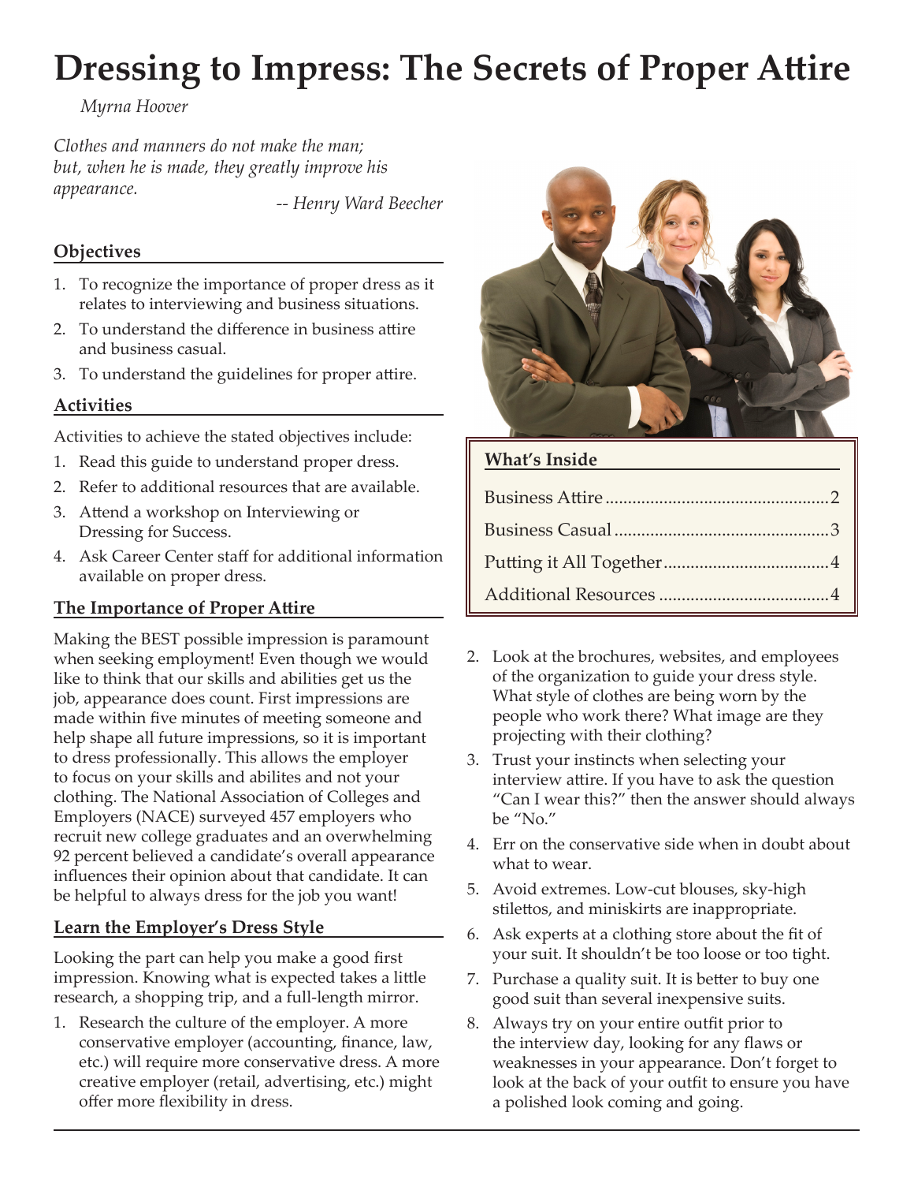# Dressing to Impress: The Secrets of Proper Attire

*Myrna Hoover*

*Clothes and manners do not make the man; but, when he is made, they greatly improve his appearance.*

*-- Henry Ward Beecher*

## Objectives

1. To recognize the importance of proper dress as it relates to interviewing and business situations.
2. To understand the difference in business attire and business casual.
3. To understand the guidelines for proper attire.

## Activities

Activities to achieve the stated objectives include:

1. Read this guide to understand proper dress.
2. Refer to additional resources that are available.
3. Attend a workshop on Interviewing or Dressing for Success.
4. Ask Career Center staff for additional information available on proper dress.

## The Importance of Proper Attire

Making the BEST possible impression is paramount when seeking employment! Even though we would like to think that our skills and abilities get us the job, appearance does count. First impressions are made within five minutes of meeting someone and help shape all future impressions, so it is important to dress professionally. This allows the employer to focus on your skills and abilites and not your clothing. The National Association of Colleges and Employers (NACE) surveyed 457 employers who recruit new college graduates and an overwhelming 92 percent believed a candidate's overall appearance influences their opinion about that candidate. It can be helpful to always dress for the job you want!

## Learn the Employer's Dress Style

Looking the part can help you make a good first impression. Knowing what is expected takes a little research, a shopping trip, and a full-length mirror.

1. Research the culture of the employer. A more conservative employer (accounting, finance, law, etc.) will require more conservative dress. A more creative employer (retail, advertising, etc.) might offer more flexibility in dress.
2. Look at the brochures, websites, and employees of the organization to guide your dress style. What style of clothes are being worn by the people who work there? What image are they projecting with their clothing?
3. Trust your instincts when selecting your interview attire. If you have to ask the question "Can I wear this?" then the answer should always be "No."
4. Err on the conservative side when in doubt about what to wear.
5. Avoid extremes. Low-cut blouses, sky-high stilettos, and miniskirts are inappropriate.
6. Ask experts at a clothing store about the fit of your suit. It shouldn't be too loose or too tight.
7. Purchase a quality suit. It is better to buy one good suit than several inexpensive suits.
8. Always try on your entire outfit prior to the interview day, looking for any flaws or weaknesses in your appearance. Don't forget to look at the back of your outfit to ensure you have a polished look coming and going.

## What's Inside

- Business Attire .................................................. 2
- Business Casual ................................................ 3
- Putting it All Together ..................................... 4
- Additional Resources ...................................... 4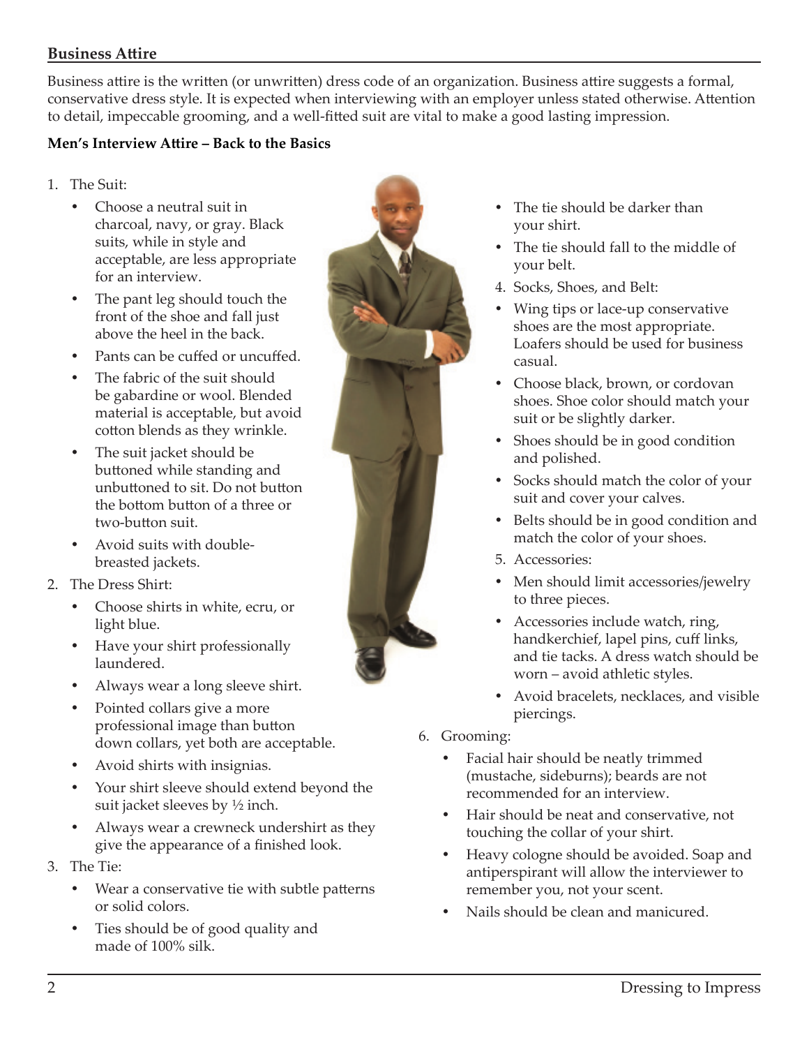## Business Attire

Business attire is the written (or unwritten) dress code of an organization. Business attire suggests a formal, conservative dress style. It is expected when interviewing with an employer unless stated otherwise. Attention to detail, impeccable grooming, and a well-fitted suit are vital to make a good lasting impression.

### Men's Interview Attire – Back to the Basics

1. The Suit:
   - Choose a neutral suit in charcoal, navy, or gray. Black suits, while in style and acceptable, are less appropriate for an interview.
   - The pant leg should touch the front of the shoe and fall just above the heel in the back.
   - Pants can be cuffed or uncuffed.
   - The fabric of the suit should be gabardine or wool. Blended material is acceptable, but avoid cotton blends as they wrinkle.
   - The suit jacket should be buttoned while standing and unbuttoned to sit. Do not button the bottom button of a three or two-button suit.
   - Avoid suits with double-breasted jackets.
2. The Dress Shirt:
   - Choose shirts in white, ecru, or light blue.
   - Have your shirt professionally laundered.
   - Always wear a long sleeve shirt.
   - Pointed collars give a more professional image than button down collars, yet both are acceptable.
   - Avoid shirts with insignias.
   - Your shirt sleeve should extend beyond the suit jacket sleeves by ½ inch.
   - Always wear a crewneck undershirt as they give the appearance of a finished look.
3. The Tie:
   - Wear a conservative tie with subtle patterns or solid colors.
   - Ties should be of good quality and made of 100% silk.
   - The tie should be darker than your shirt.
   - The tie should fall to the middle of your belt.
4. Socks, Shoes, and Belt:
   - Wing tips or lace-up conservative shoes are the most appropriate. Loafers should be used for business casual.
   - Choose black, brown, or cordovan shoes. Shoe color should match your suit or be slightly darker.
   - Shoes should be in good condition and polished.
   - Socks should match the color of your suit and cover your calves.
   - Belts should be in good condition and match the color of your shoes.
5. Accessories:
   - Men should limit accessories/jewelry to three pieces.
   - Accessories include watch, ring, handkerchief, lapel pins, cuff links, and tie tacks. A dress watch should be worn – avoid athletic styles.
   - Avoid bracelets, necklaces, and visible piercings.
6. Grooming:
   - Facial hair should be neatly trimmed (mustache, sideburns); beards are not recommended for an interview.
   - Hair should be neat and conservative, not touching the collar of your shirt.
   - Heavy cologne should be avoided. Soap and antiperspirant will allow the interviewer to remember you, not your scent.
   - Nails should be clean and manicured.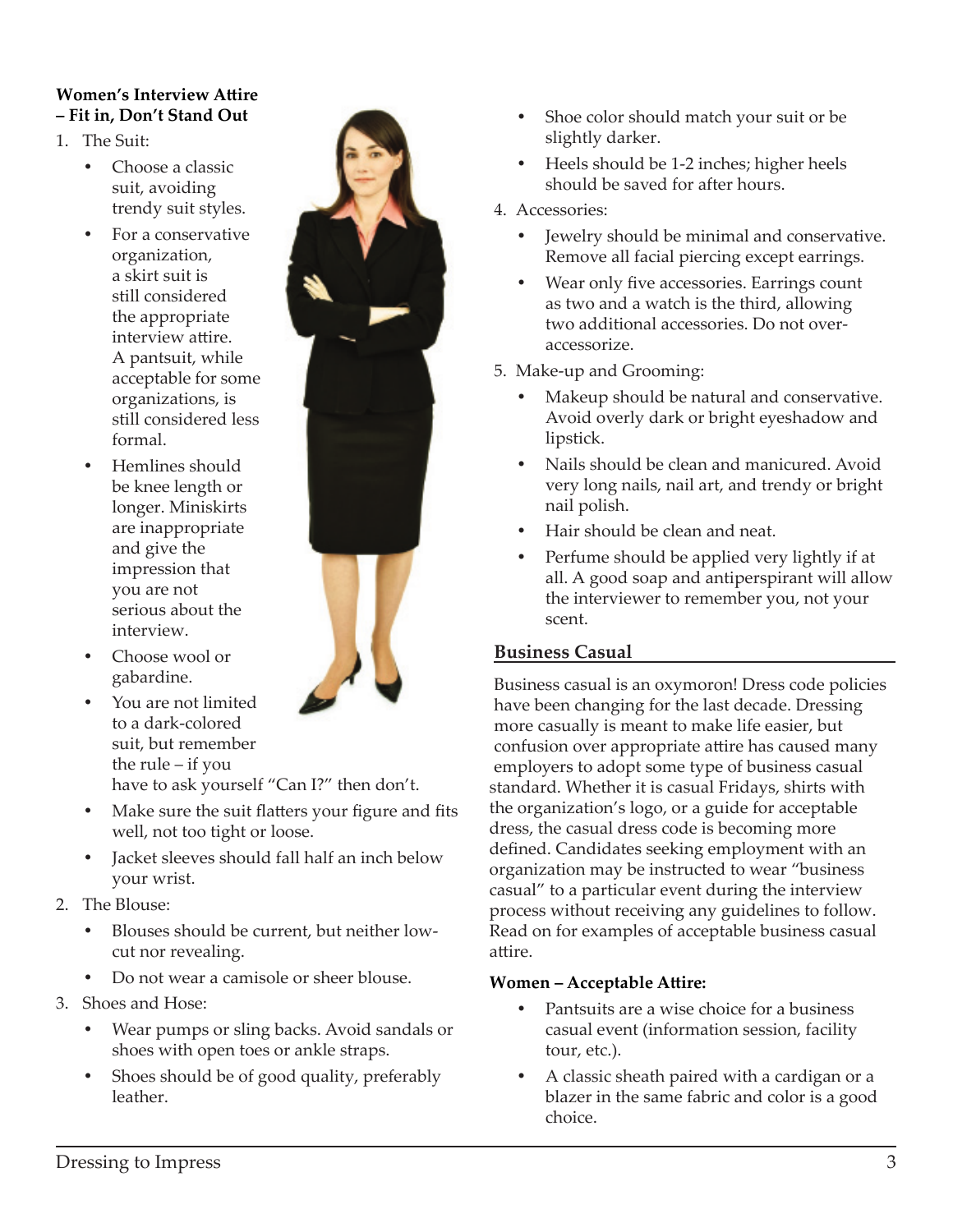**Women's Interview Attire – Fit in, Don't Stand Out**

1. The Suit:
   - Choose a classic suit, avoiding trendy suit styles.
   - For a conservative organization, a skirt suit is still considered the appropriate interview attire. A pantsuit, while acceptable for some organizations, is still considered less formal.
   - Hemlines should be knee length or longer. Miniskirts are inappropriate and give the impression that you are not serious about the interview.
   - Choose wool or gabardine.
   - You are not limited to a dark-colored suit, but remember the rule – if you have to ask yourself "Can I?" then don't.
   - Make sure the suit flatters your figure and fits well, not too tight or loose.
   - Jacket sleeves should fall half an inch below your wrist.
2. The Blouse:
   - Blouses should be current, but neither low-cut nor revealing.
   - Do not wear a camisole or sheer blouse.
3. Shoes and Hose:
   - Wear pumps or sling backs. Avoid sandals or shoes with open toes or ankle straps.
   - Shoes should be of good quality, preferably leather.
   - Shoe color should match your suit or be slightly darker.
   - Heels should be 1-2 inches; higher heels should be saved for after hours.
4. Accessories:
   - Jewelry should be minimal and conservative. Remove all facial piercing except earrings.
   - Wear only five accessories. Earrings count as two and a watch is the third, allowing two additional accessories. Do not over-accessorize.
5. Make-up and Grooming:
   - Makeup should be natural and conservative. Avoid overly dark or bright eyeshadow and lipstick.
   - Nails should be clean and manicured. Avoid very long nails, nail art, and trendy or bright nail polish.
   - Hair should be clean and neat.
   - Perfume should be applied very lightly if at all. A good soap and antiperspirant will allow the interviewer to remember you, not your scent.

## Business Casual

Business casual is an oxymoron! Dress code policies have been changing for the last decade. Dressing more casually is meant to make life easier, but confusion over appropriate attire has caused many employers to adopt some type of business casual standard. Whether it is casual Fridays, shirts with the organization's logo, or a guide for acceptable dress, the casual dress code is becoming more defined. Candidates seeking employment with an organization may be instructed to wear "business casual" to a particular event during the interview process without receiving any guidelines to follow. Read on for examples of acceptable business casual attire.

**Women – Acceptable Attire:**

- Pantsuits are a wise choice for a business casual event (information session, facility tour, etc.).
- A classic sheath paired with a cardigan or a blazer in the same fabric and color is a good choice.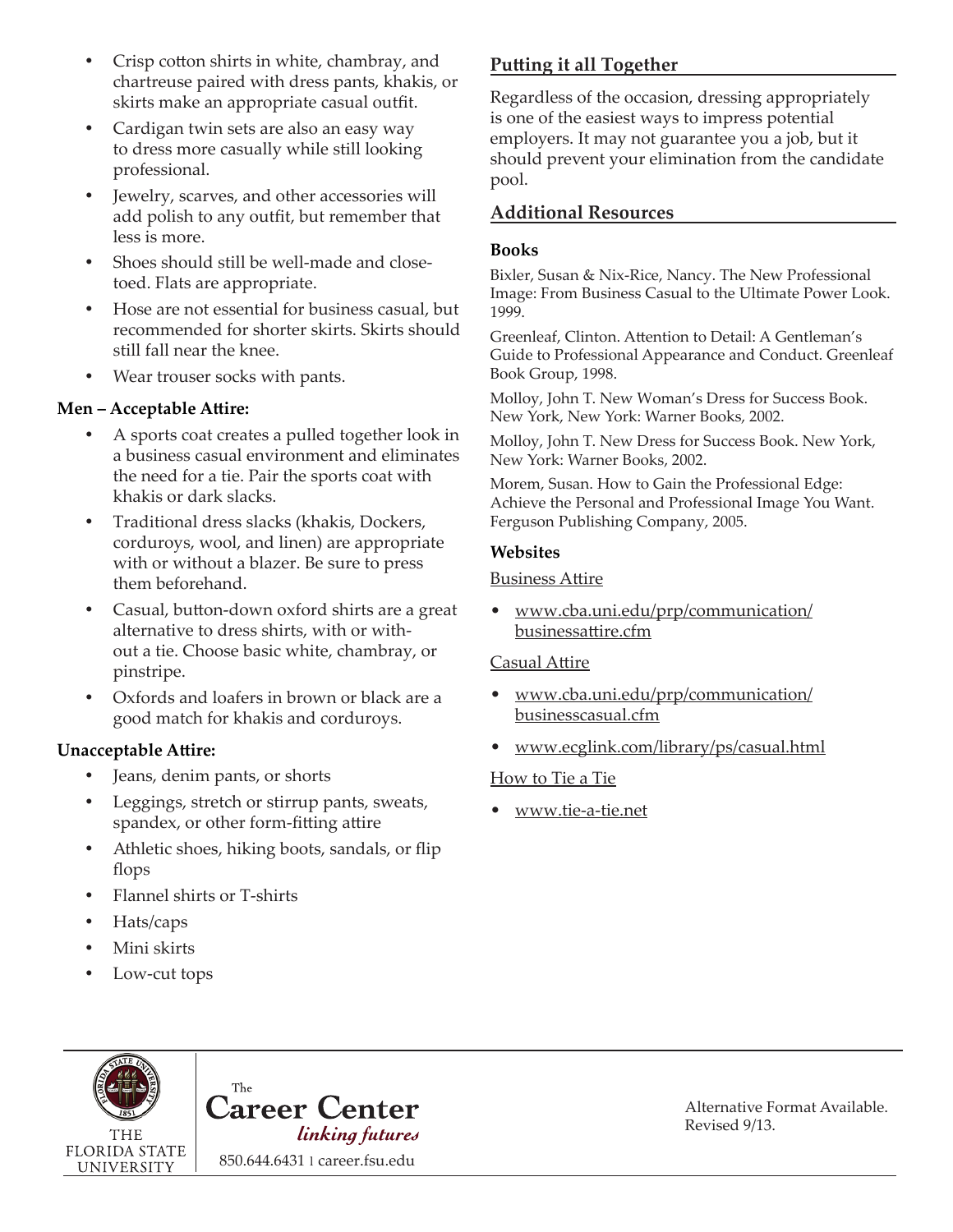- Crisp cotton shirts in white, chambray, and chartreuse paired with dress pants, khakis, or skirts make an appropriate casual outfit.
- Cardigan twin sets are also an easy way to dress more casually while still looking professional.
- Jewelry, scarves, and other accessories will add polish to any outfit, but remember that less is more.
- Shoes should still be well-made and close-toed. Flats are appropriate.
- Hose are not essential for business casual, but recommended for shorter skirts. Skirts should still fall near the knee.
- Wear trouser socks with pants.

**Men – Acceptable Attire:**

- A sports coat creates a pulled together look in a business casual environment and eliminates the need for a tie. Pair the sports coat with khakis or dark slacks.
- Traditional dress slacks (khakis, Dockers, corduroys, wool, and linen) are appropriate with or without a blazer. Be sure to press them beforehand.
- Casual, button-down oxford shirts are a great alternative to dress shirts, with or without a tie. Choose basic white, chambray, or pinstripe.
- Oxfords and loafers in brown or black are a good match for khakis and corduroys.

**Unacceptable Attire:**

- Jeans, denim pants, or shorts
- Leggings, stretch or stirrup pants, sweats, spandex, or other form-fitting attire
- Athletic shoes, hiking boots, sandals, or flip flops
- Flannel shirts or T-shirts
- Hats/caps
- Mini skirts
- Low-cut tops

## Putting it all Together

Regardless of the occasion, dressing appropriately is one of the easiest ways to impress potential employers. It may not guarantee you a job, but it should prevent your elimination from the candidate pool.

## Additional Resources

### Books

Bixler, Susan & Nix-Rice, Nancy. The New Professional Image: From Business Casual to the Ultimate Power Look. 1999.

Greenleaf, Clinton. Attention to Detail: A Gentleman's Guide to Professional Appearance and Conduct. Greenleaf Book Group, 1998.

Molloy, John T. New Woman's Dress for Success Book. New York, New York: Warner Books, 2002.

Molloy, John T. New Dress for Success Book. New York, New York: Warner Books, 2002.

Morem, Susan. How to Gain the Professional Edge: Achieve the Personal and Professional Image You Want. Ferguson Publishing Company, 2005.

### Websites

Business Attire

- www.cba.uni.edu/prp/communication/businessattire.cfm

Casual Attire

- www.cba.uni.edu/prp/communication/businesscasual.cfm
- www.ecglink.com/library/ps/casual.html

How to Tie a Tie

- www.tie-a-tie.net

THE FLORIDA STATE UNIVERSITY

The Career Center *linking futures*

850.644.6431 | career.fsu.edu

Alternative Format Available.
Revised 9/13.